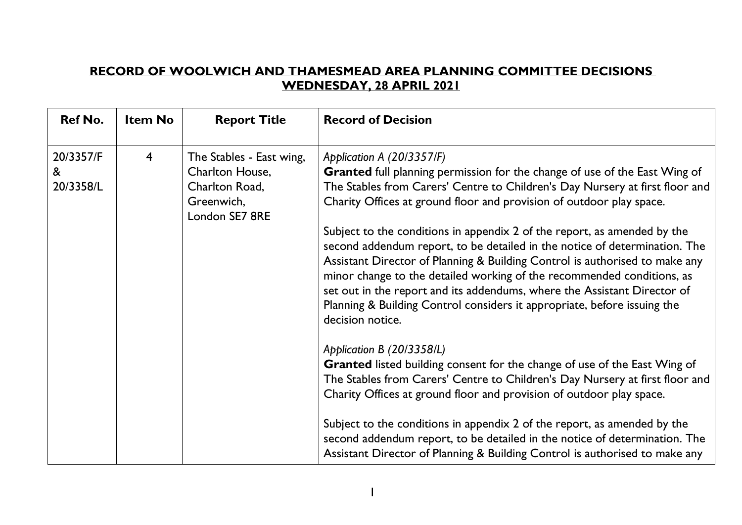## RECORD OF WOOLWICH AND THAMESMEAD AREA PLANNING COMMITTEE DECISIONS WEDNESDAY, 28 APRIL 2021

| Ref No. | Item No | Report Title | Record of Decision |
|---|---|---|---|
| 20/3357/F & 20/3358/L | 4 | The Stables - East wing, Charlton House, Charlton Road, Greenwich, London SE7 8RE | *Application A (20/3357/F)*<br>**Granted** full planning permission for the change of use of the East Wing of The Stables from Carers' Centre to Children's Day Nursery at first floor and Charity Offices at ground floor and provision of outdoor play space.<br><br>Subject to the conditions in appendix 2 of the report, as amended by the second addendum report, to be detailed in the notice of determination. The Assistant Director of Planning & Building Control is authorised to make any minor change to the detailed working of the recommended conditions, as set out in the report and its addendums, where the Assistant Director of Planning & Building Control considers it appropriate, before issuing the decision notice.<br><br>*Application B (20/3358/L)*<br>**Granted** listed building consent for the change of use of the East Wing of The Stables from Carers' Centre to Children's Day Nursery at first floor and Charity Offices at ground floor and provision of outdoor play space.<br><br>Subject to the conditions in appendix 2 of the report, as amended by the second addendum report, to be detailed in the notice of determination. The Assistant Director of Planning & Building Control is authorised to make any |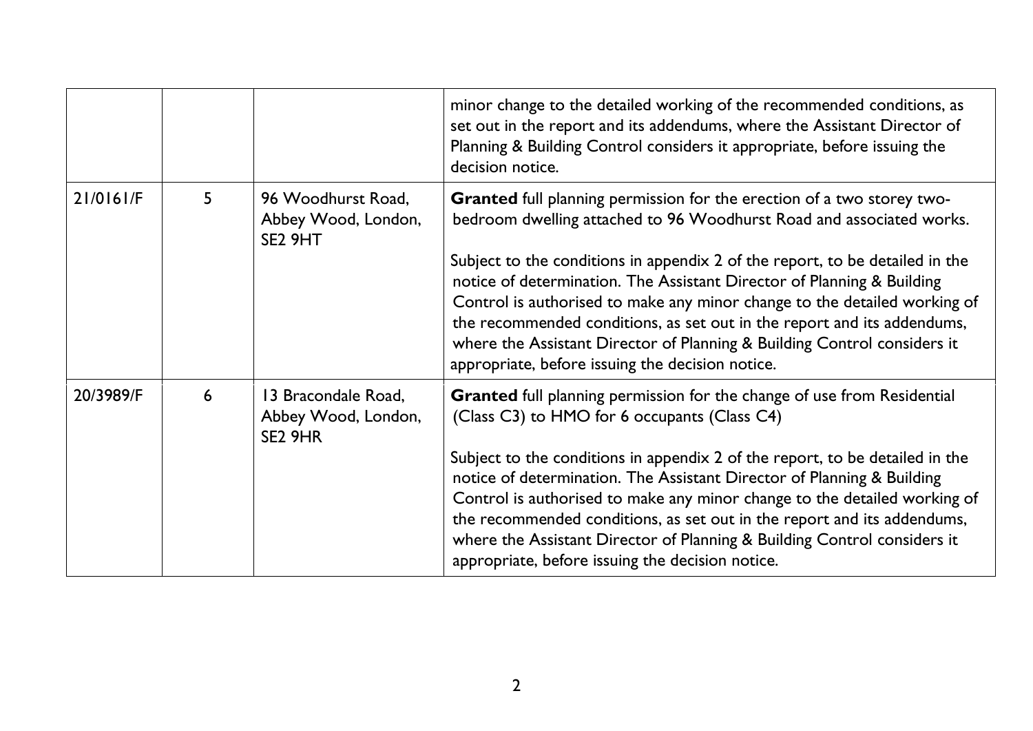| | | | |
|---|---|---|---|
| | | | minor change to the detailed working of the recommended conditions, as set out in the report and its addendums, where the Assistant Director of Planning & Building Control considers it appropriate, before issuing the decision notice. |
| 21/0161/F | 5 | 96 Woodhurst Road, Abbey Wood, London, SE2 9HT | **Granted** full planning permission for the erection of a two storey two-bedroom dwelling attached to 96 Woodhurst Road and associated works.<br><br>Subject to the conditions in appendix 2 of the report, to be detailed in the notice of determination. The Assistant Director of Planning & Building Control is authorised to make any minor change to the detailed working of the recommended conditions, as set out in the report and its addendums, where the Assistant Director of Planning & Building Control considers it appropriate, before issuing the decision notice. |
| 20/3989/F | 6 | 13 Bracondale Road, Abbey Wood, London, SE2 9HR | **Granted** full planning permission for the change of use from Residential (Class C3) to HMO for 6 occupants (Class C4)<br><br>Subject to the conditions in appendix 2 of the report, to be detailed in the notice of determination. The Assistant Director of Planning & Building Control is authorised to make any minor change to the detailed working of the recommended conditions, as set out in the report and its addendums, where the Assistant Director of Planning & Building Control considers it appropriate, before issuing the decision notice. |